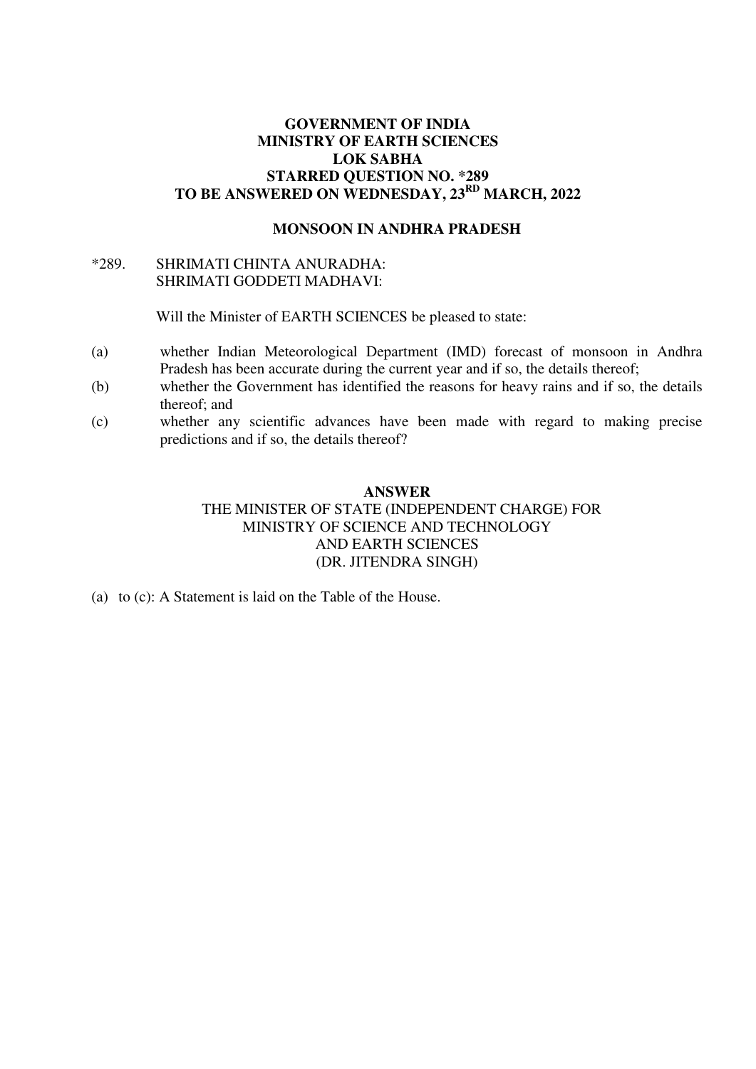**GOVERNMENT OF INDIA**
**MINISTRY OF EARTH SCIENCES**
**LOK SABHA**
**STARRED QUESTION NO. *289**
**TO BE ANSWERED ON WEDNESDAY, 23RD MARCH, 2022**

**MONSOON IN ANDHRA PRADESH**

*289. SHRIMATI CHINTA ANURADHA:
SHRIMATI GODDETI MADHAVI:

Will the Minister of EARTH SCIENCES be pleased to state:

(a) whether Indian Meteorological Department (IMD) forecast of monsoon in Andhra Pradesh has been accurate during the current year and if so, the details thereof;

(b) whether the Government has identified the reasons for heavy rains and if so, the details thereof; and

(c) whether any scientific advances have been made with regard to making precise predictions and if so, the details thereof?

**ANSWER**

THE MINISTER OF STATE (INDEPENDENT CHARGE) FOR
MINISTRY OF SCIENCE AND TECHNOLOGY
AND EARTH SCIENCES
(DR. JITENDRA SINGH)

(a) to (c): A Statement is laid on the Table of the House.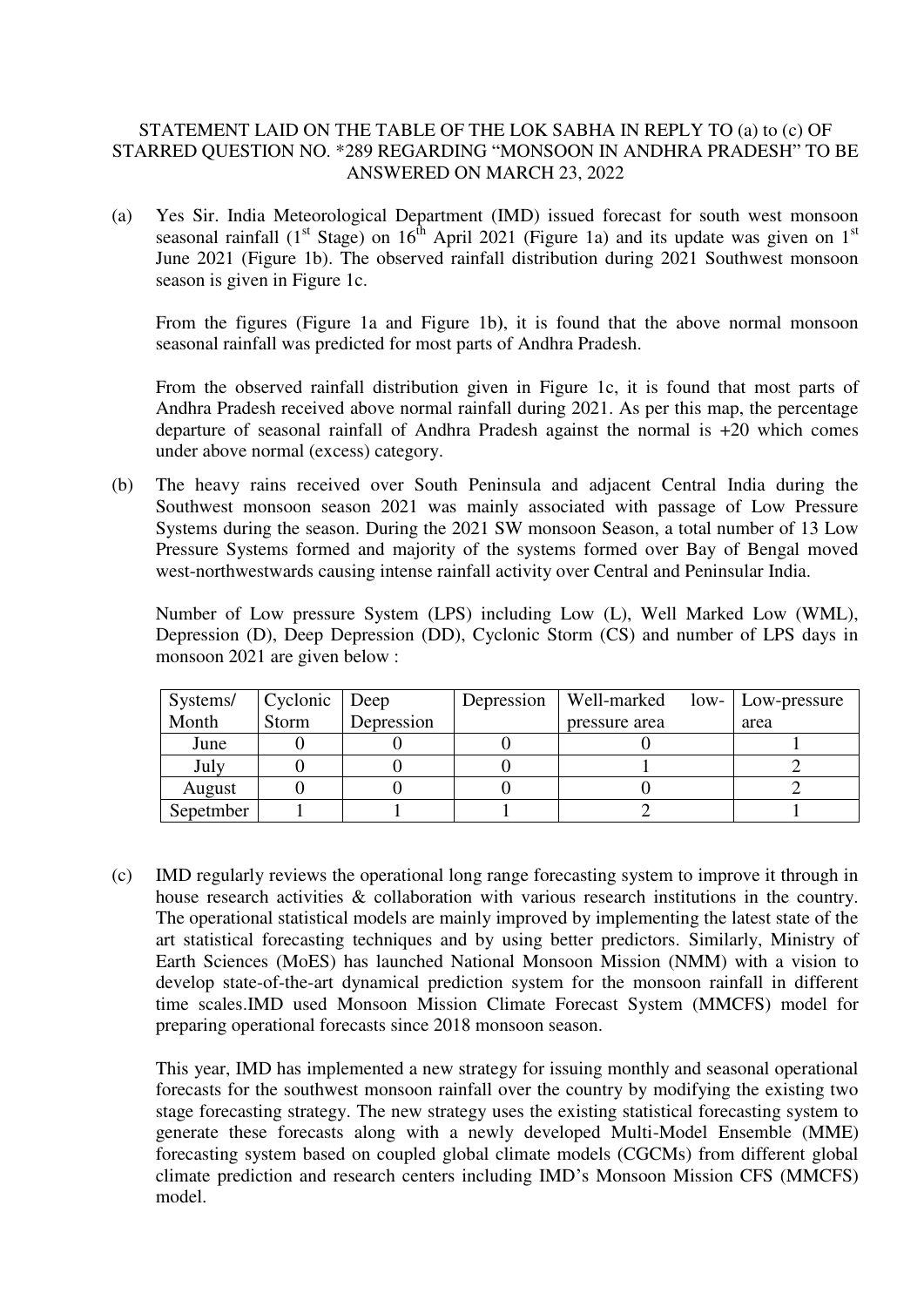STATEMENT LAID ON THE TABLE OF THE LOK SABHA IN REPLY TO (a) to (c) OF STARRED QUESTION NO. *289 REGARDING "MONSOON IN ANDHRA PRADESH" TO BE ANSWERED ON MARCH 23, 2022

(a) Yes Sir. India Meteorological Department (IMD) issued forecast for south west monsoon seasonal rainfall (1st Stage) on 16th April 2021 (Figure 1a) and its update was given on 1st June 2021 (Figure 1b). The observed rainfall distribution during 2021 Southwest monsoon season is given in Figure 1c.

From the figures (Figure 1a and Figure 1b), it is found that the above normal monsoon seasonal rainfall was predicted for most parts of Andhra Pradesh.

From the observed rainfall distribution given in Figure 1c, it is found that most parts of Andhra Pradesh received above normal rainfall during 2021. As per this map, the percentage departure of seasonal rainfall of Andhra Pradesh against the normal is +20 which comes under above normal (excess) category.

(b) The heavy rains received over South Peninsula and adjacent Central India during the Southwest monsoon season 2021 was mainly associated with passage of Low Pressure Systems during the season. During the 2021 SW monsoon Season, a total number of 13 Low Pressure Systems formed and majority of the systems formed over Bay of Bengal moved west-northwestwards causing intense rainfall activity over Central and Peninsular India.

Number of Low pressure System (LPS) including Low (L), Well Marked Low (WML), Depression (D), Deep Depression (DD), Cyclonic Storm (CS) and number of LPS days in monsoon 2021 are given below :

| Systems/ Month | Cyclonic Storm | Deep Depression | Depression | Well-marked low-pressure area | Low-pressure area |
|---|---|---|---|---|---|
| June | 0 | 0 | 0 | 0 | 1 |
| July | 0 | 0 | 0 | 1 | 2 |
| August | 0 | 0 | 0 | 0 | 2 |
| Sepetmber | 1 | 1 | 1 | 2 | 1 |

(c) IMD regularly reviews the operational long range forecasting system to improve it through in house research activities & collaboration with various research institutions in the country. The operational statistical models are mainly improved by implementing the latest state of the art statistical forecasting techniques and by using better predictors. Similarly, Ministry of Earth Sciences (MoES) has launched National Monsoon Mission (NMM) with a vision to develop state-of-the-art dynamical prediction system for the monsoon rainfall in different time scales.IMD used Monsoon Mission Climate Forecast System (MMCFS) model for preparing operational forecasts since 2018 monsoon season.

This year, IMD has implemented a new strategy for issuing monthly and seasonal operational forecasts for the southwest monsoon rainfall over the country by modifying the existing two stage forecasting strategy. The new strategy uses the existing statistical forecasting system to generate these forecasts along with a newly developed Multi-Model Ensemble (MME) forecasting system based on coupled global climate models (CGCMs) from different global climate prediction and research centers including IMD's Monsoon Mission CFS (MMCFS) model.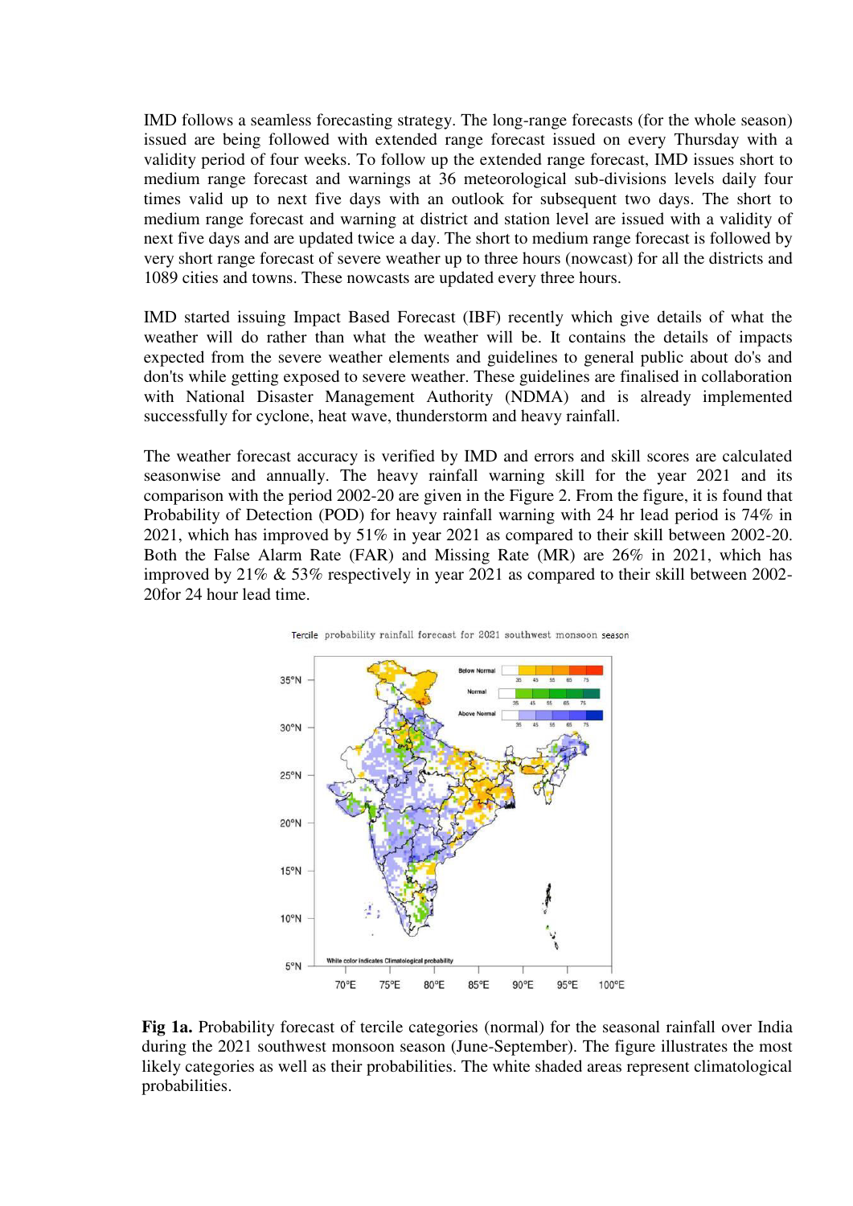IMD follows a seamless forecasting strategy. The long-range forecasts (for the whole season) issued are being followed with extended range forecast issued on every Thursday with a validity period of four weeks. To follow up the extended range forecast, IMD issues short to medium range forecast and warnings at 36 meteorological sub-divisions levels daily four times valid up to next five days with an outlook for subsequent two days. The short to medium range forecast and warning at district and station level are issued with a validity of next five days and are updated twice a day. The short to medium range forecast is followed by very short range forecast of severe weather up to three hours (nowcast) for all the districts and 1089 cities and towns. These nowcasts are updated every three hours.

IMD started issuing Impact Based Forecast (IBF) recently which give details of what the weather will do rather than what the weather will be. It contains the details of impacts expected from the severe weather elements and guidelines to general public about do's and don'ts while getting exposed to severe weather. These guidelines are finalised in collaboration with National Disaster Management Authority (NDMA) and is already implemented successfully for cyclone, heat wave, thunderstorm and heavy rainfall.

The weather forecast accuracy is verified by IMD and errors and skill scores are calculated seasonwise and annually. The heavy rainfall warning skill for the year 2021 and its comparison with the period 2002-20 are given in the Figure 2. From the figure, it is found that Probability of Detection (POD) for heavy rainfall warning with 24 hr lead period is 74% in 2021, which has improved by 51% in year 2021 as compared to their skill between 2002-20. Both the False Alarm Rate (FAR) and Missing Rate (MR) are 26% in 2021, which has improved by 21% & 53% respectively in year 2021 as compared to their skill between 2002-20for 24 hour lead time.

**Fig 1a.** Probability forecast of tercile categories (normal) for the seasonal rainfall over India during the 2021 southwest monsoon season (June-September). The figure illustrates the most likely categories as well as their probabilities. The white shaded areas represent climatological probabilities.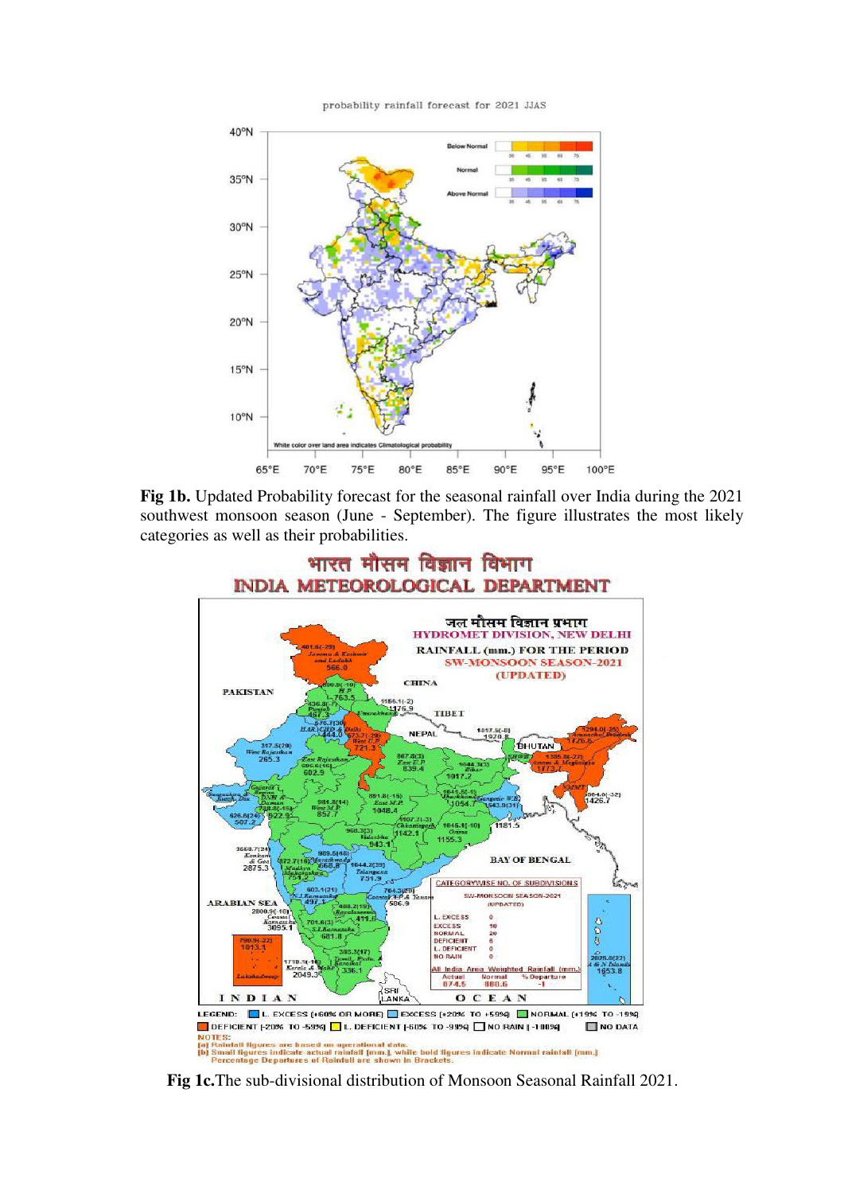**Fig 1b.** Updated Probability forecast for the seasonal rainfall over India during the 2021 southwest monsoon season (June - September). The figure illustrates the most likely categories as well as their probabilities.

**Fig 1c.**The sub-divisional distribution of Monsoon Seasonal Rainfall 2021.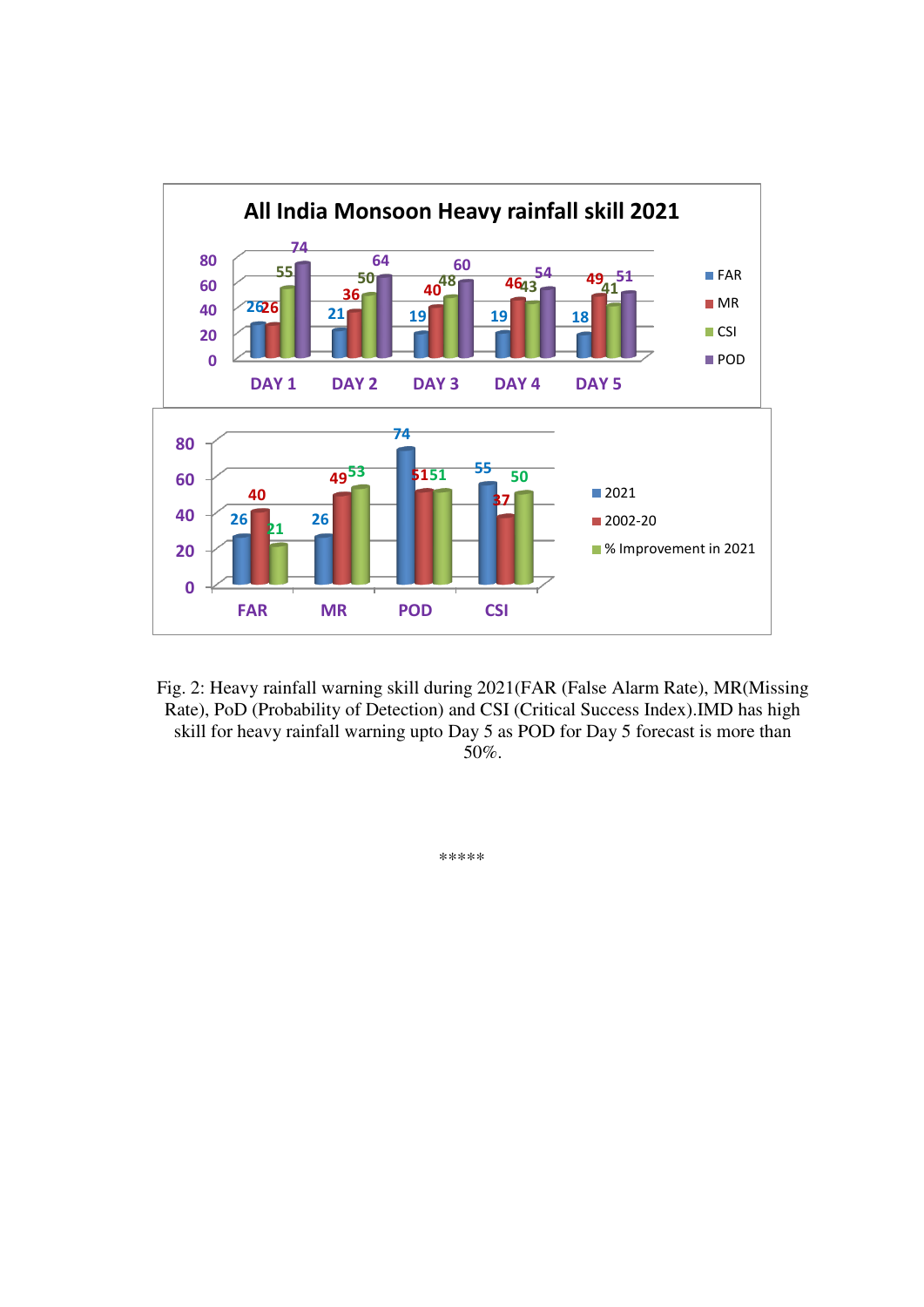All India Monsoon Heavy rainfall skill 2021

80
60
40
20
0

DAY 1: 26 26 55 74
DAY 2: 21 36 50 64
DAY 3: 19 40 48 60
DAY 4: 19 46 43 54
DAY 5: 18 49 41 51

FAR
MR
CSI
POD

80
60
40
20
0

FAR: 26 40 21
MR: 26 49 53
POD: 74 51 51
CSI: 55 37 50

2021
2002-20
% Improvement in 2021

Fig. 2: Heavy rainfall warning skill during 2021(FAR (False Alarm Rate), MR(Missing Rate), PoD (Probability of Detection) and CSI (Critical Success Index).IMD has high skill for heavy rainfall warning upto Day 5 as POD for Day 5 forecast is more than 50%.

*****